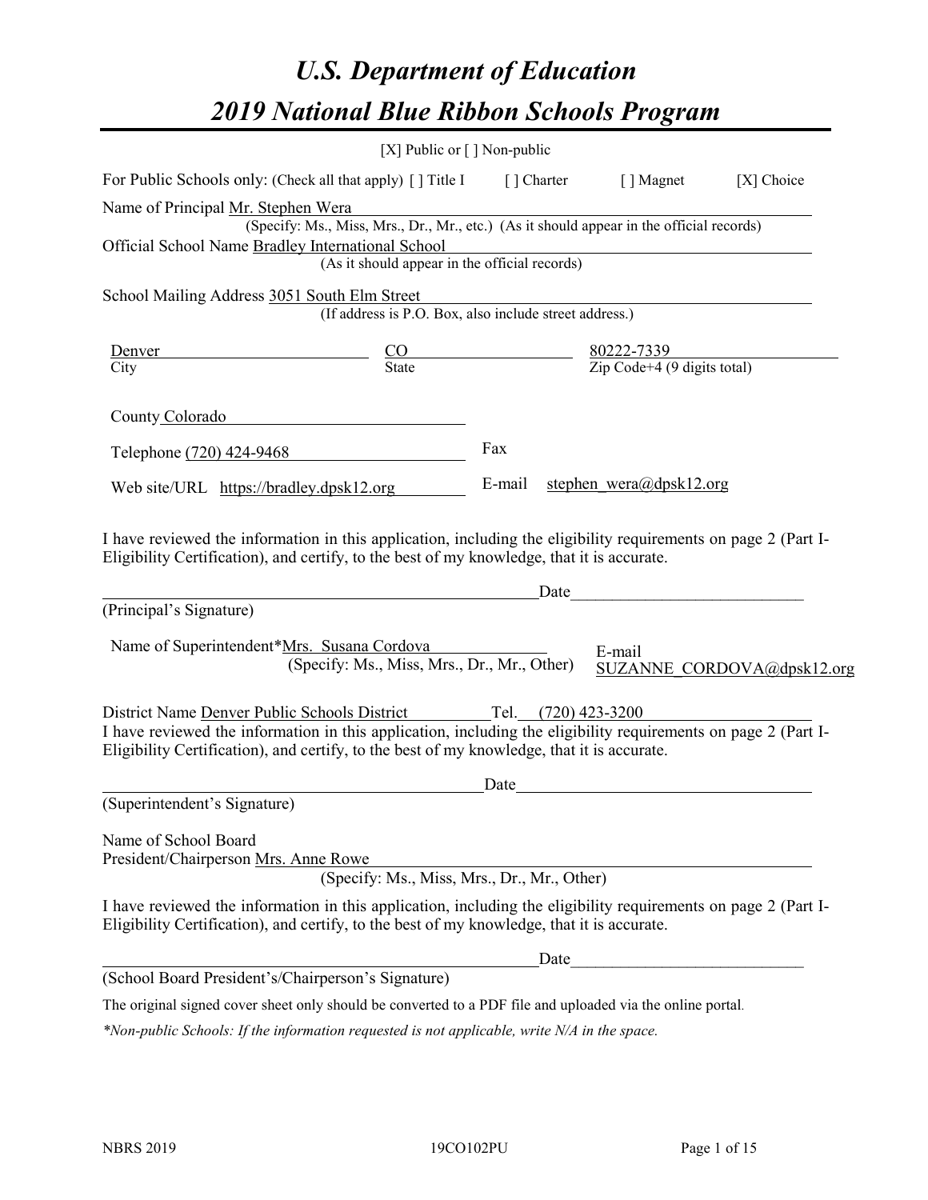# *U.S. Department of Education*

# *2019 National Blue Ribbon Schools Program*

[X] Public or [ ] Non-public

For Public Schools only: (Check all that apply) [ ] Title I [ ] Charter [ ] Magnet [X] Choice

Name of Principal Mr. Stephen Wera

(Specify: Ms., Miss, Mrs., Dr., Mr., etc.) (As it should appear in the official records)

Official School Name Bradley International School

(As it should appear in the official records)

School Mailing Address 3051 South Elm Street

(If address is P.O. Box, also include street address.)

| Denver | CO | 80222-7339 |
|---|---|---|
| City | State | Zip Code+4 (9 digits total) |

County Colorado

Telephone (720) 424-9468 Fax

Web site/URL https://bradley.dpsk12.org E-mail stephen_wera@dpsk12.org

I have reviewed the information in this application, including the eligibility requirements on page 2 (Part I-Eligibility Certification), and certify, to the best of my knowledge, that it is accurate.

_______________________________________ Date_______________________

(Principal's Signature)

Name of Superintendent*Mrs. Susana Cordova E-mail SUZANNE_CORDOVA@dpsk12.org

(Specify: Ms., Miss, Mrs., Dr., Mr., Other)

District Name Denver Public Schools District Tel. (720) 423-3200

I have reviewed the information in this application, including the eligibility requirements on page 2 (Part I-Eligibility Certification), and certify, to the best of my knowledge, that it is accurate.

_______________________________________ Date_______________________

(Superintendent's Signature)

Name of School Board
President/Chairperson Mrs. Anne Rowe

(Specify: Ms., Miss, Mrs., Dr., Mr., Other)

I have reviewed the information in this application, including the eligibility requirements on page 2 (Part I-Eligibility Certification), and certify, to the best of my knowledge, that it is accurate.

_______________________________________ Date_______________________

(School Board President's/Chairperson's Signature)

The original signed cover sheet only should be converted to a PDF file and uploaded via the online portal.

*\*Non-public Schools: If the information requested is not applicable, write N/A in the space.*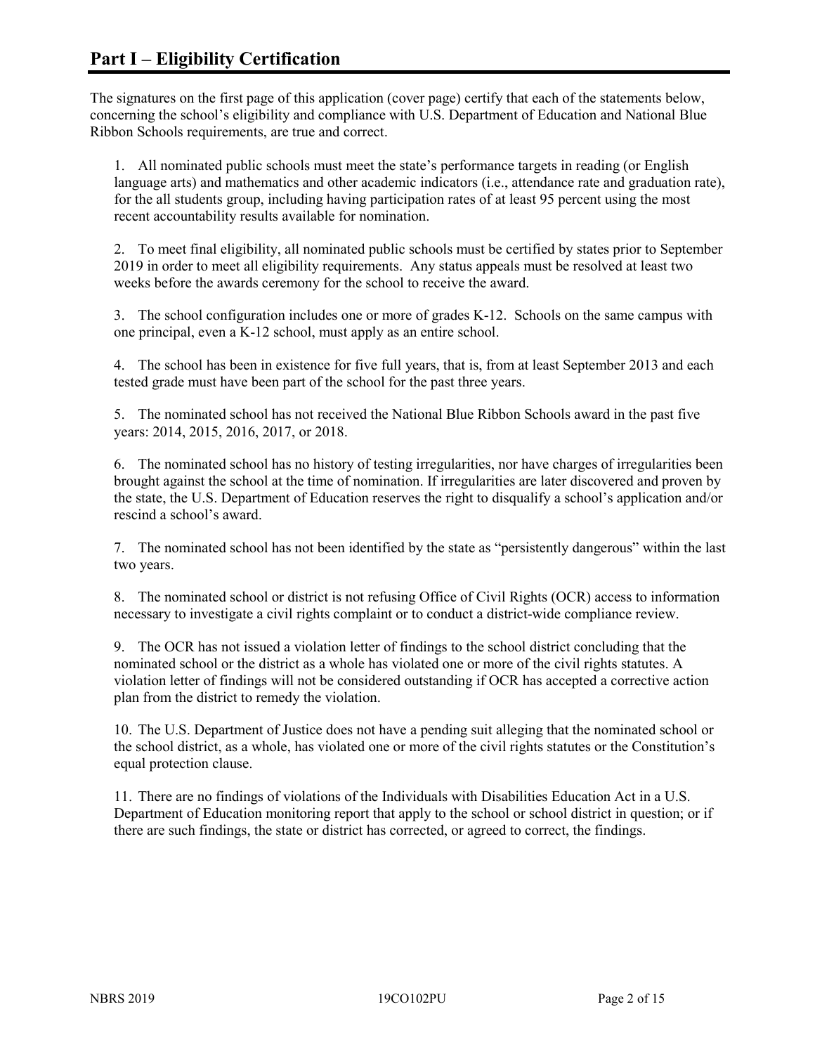## Part I – Eligibility Certification

The signatures on the first page of this application (cover page) certify that each of the statements below, concerning the school's eligibility and compliance with U.S. Department of Education and National Blue Ribbon Schools requirements, are true and correct.

1. All nominated public schools must meet the state's performance targets in reading (or English language arts) and mathematics and other academic indicators (i.e., attendance rate and graduation rate), for the all students group, including having participation rates of at least 95 percent using the most recent accountability results available for nomination.

2. To meet final eligibility, all nominated public schools must be certified by states prior to September 2019 in order to meet all eligibility requirements. Any status appeals must be resolved at least two weeks before the awards ceremony for the school to receive the award.

3. The school configuration includes one or more of grades K-12. Schools on the same campus with one principal, even a K-12 school, must apply as an entire school.

4. The school has been in existence for five full years, that is, from at least September 2013 and each tested grade must have been part of the school for the past three years.

5. The nominated school has not received the National Blue Ribbon Schools award in the past five years: 2014, 2015, 2016, 2017, or 2018.

6. The nominated school has no history of testing irregularities, nor have charges of irregularities been brought against the school at the time of nomination. If irregularities are later discovered and proven by the state, the U.S. Department of Education reserves the right to disqualify a school's application and/or rescind a school's award.

7. The nominated school has not been identified by the state as "persistently dangerous" within the last two years.

8. The nominated school or district is not refusing Office of Civil Rights (OCR) access to information necessary to investigate a civil rights complaint or to conduct a district-wide compliance review.

9. The OCR has not issued a violation letter of findings to the school district concluding that the nominated school or the district as a whole has violated one or more of the civil rights statutes. A violation letter of findings will not be considered outstanding if OCR has accepted a corrective action plan from the district to remedy the violation.

10. The U.S. Department of Justice does not have a pending suit alleging that the nominated school or the school district, as a whole, has violated one or more of the civil rights statutes or the Constitution's equal protection clause.

11. There are no findings of violations of the Individuals with Disabilities Education Act in a U.S. Department of Education monitoring report that apply to the school or school district in question; or if there are such findings, the state or district has corrected, or agreed to correct, the findings.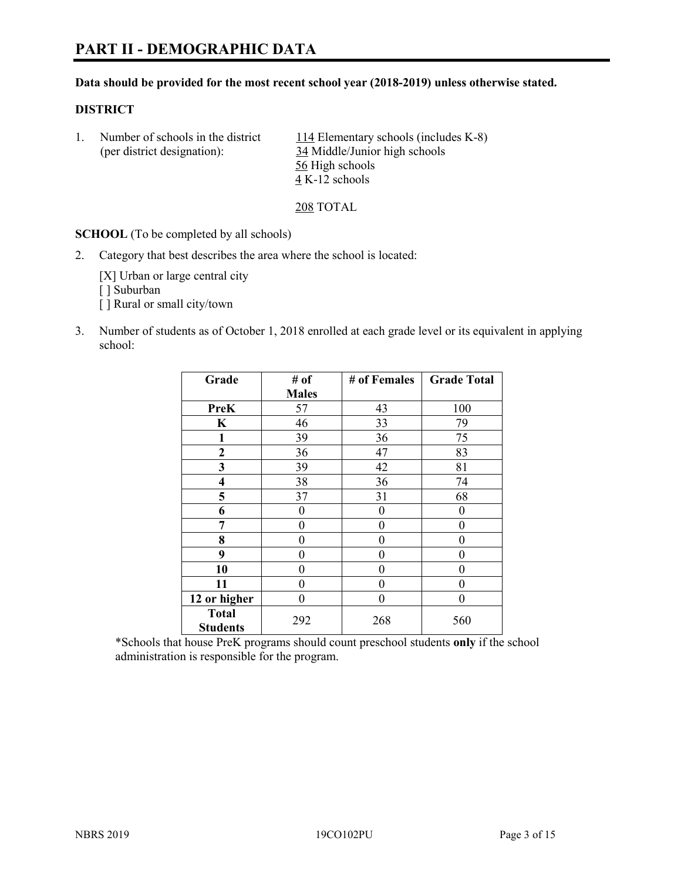# PART II - DEMOGRAPHIC DATA

**Data should be provided for the most recent school year (2018-2019) unless otherwise stated.**

**DISTRICT**

1. Number of schools in the district (per district designation):
   114 Elementary schools (includes K-8)
   34 Middle/Junior high schools
   56 High schools
   4 K-12 schools

   208 TOTAL

**SCHOOL** (To be completed by all schools)

2. Category that best describes the area where the school is located:

   [X] Urban or large central city
   [ ] Suburban
   [ ] Rural or small city/town

3. Number of students as of October 1, 2018 enrolled at each grade level or its equivalent in applying school:

| Grade | # of Males | # of Females | Grade Total |
|---|---|---|---|
| **PreK** | 57 | 43 | 100 |
| **K** | 46 | 33 | 79 |
| **1** | 39 | 36 | 75 |
| **2** | 36 | 47 | 83 |
| **3** | 39 | 42 | 81 |
| **4** | 38 | 36 | 74 |
| **5** | 37 | 31 | 68 |
| **6** | 0 | 0 | 0 |
| **7** | 0 | 0 | 0 |
| **8** | 0 | 0 | 0 |
| **9** | 0 | 0 | 0 |
| **10** | 0 | 0 | 0 |
| **11** | 0 | 0 | 0 |
| **12 or higher** | 0 | 0 | 0 |
| **Total Students** | 292 | 268 | 560 |

*Schools that house PreK programs should count preschool students **only** if the school administration is responsible for the program.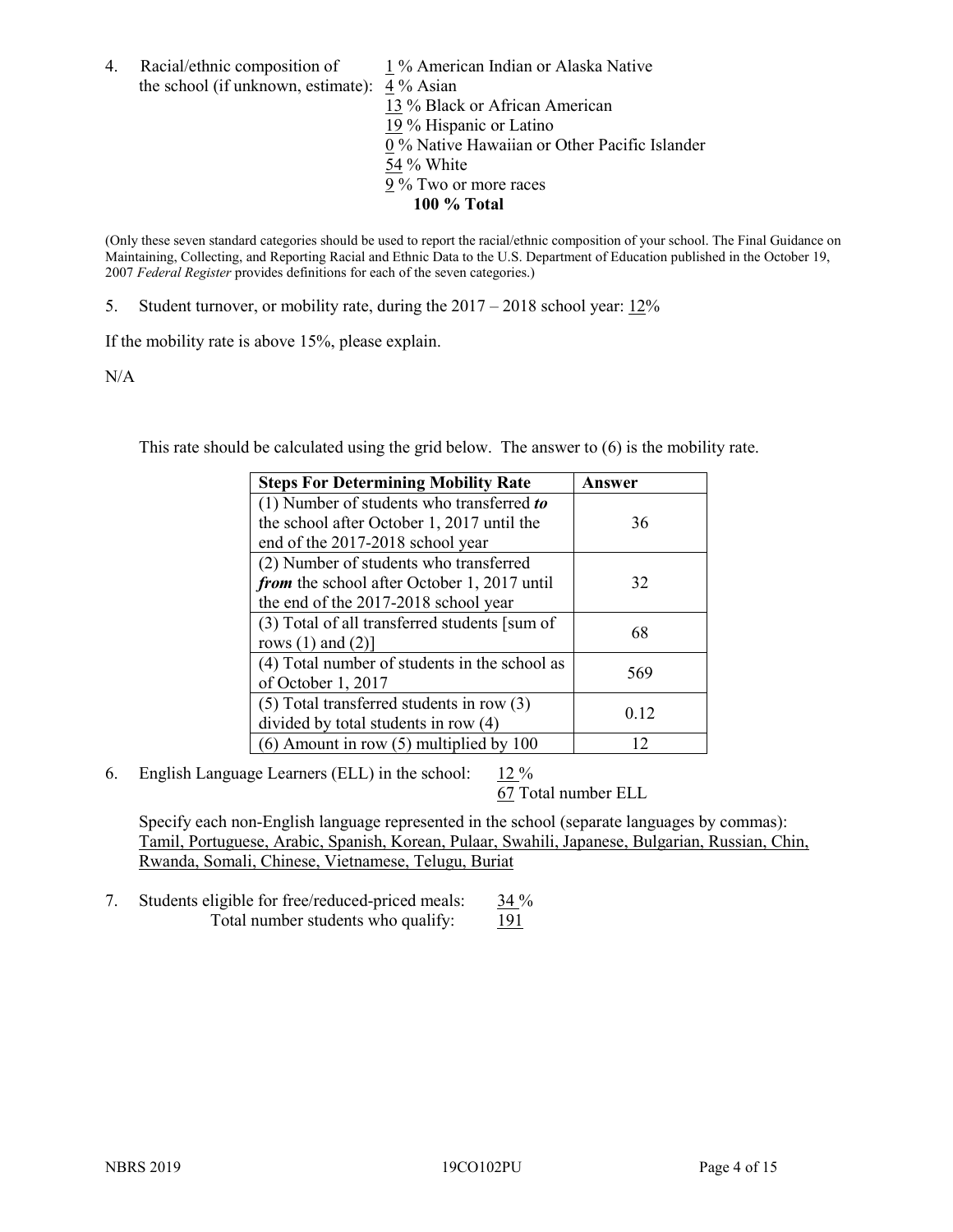4. Racial/ethnic composition of the school (if unknown, estimate):
   1 % American Indian or Alaska Native
   4 % Asian
   13 % Black or African American
   19 % Hispanic or Latino
   0 % Native Hawaiian or Other Pacific Islander
   54 % White
   9 % Two or more races
   **100 % Total**

(Only these seven standard categories should be used to report the racial/ethnic composition of your school. The Final Guidance on Maintaining, Collecting, and Reporting Racial and Ethnic Data to the U.S. Department of Education published in the October 19, 2007 *Federal Register* provides definitions for each of the seven categories.)

5. Student turnover, or mobility rate, during the 2017 – 2018 school year: 12%

If the mobility rate is above 15%, please explain.

N/A

This rate should be calculated using the grid below. The answer to (6) is the mobility rate.

| **Steps For Determining Mobility Rate** | **Answer** |
| --- | --- |
| (1) Number of students who transferred ***to*** the school after October 1, 2017 until the end of the 2017-2018 school year | 36 |
| (2) Number of students who transferred ***from*** the school after October 1, 2017 until the end of the 2017-2018 school year | 32 |
| (3) Total of all transferred students [sum of rows (1) and (2)] | 68 |
| (4) Total number of students in the school as of October 1, 2017 | 569 |
| (5) Total transferred students in row (3) divided by total students in row (4) | 0.12 |
| (6) Amount in row (5) multiplied by 100 | 12 |

6. English Language Learners (ELL) in the school: 12 %
   67 Total number ELL

   Specify each non-English language represented in the school (separate languages by commas):
   Tamil, Portuguese, Arabic, Spanish, Korean, Pulaar, Swahili, Japanese, Bulgarian, Russian, Chin, Rwanda, Somali, Chinese, Vietnamese, Telugu, Buriat

7. Students eligible for free/reduced-priced meals: 34 %
   Total number students who qualify: 191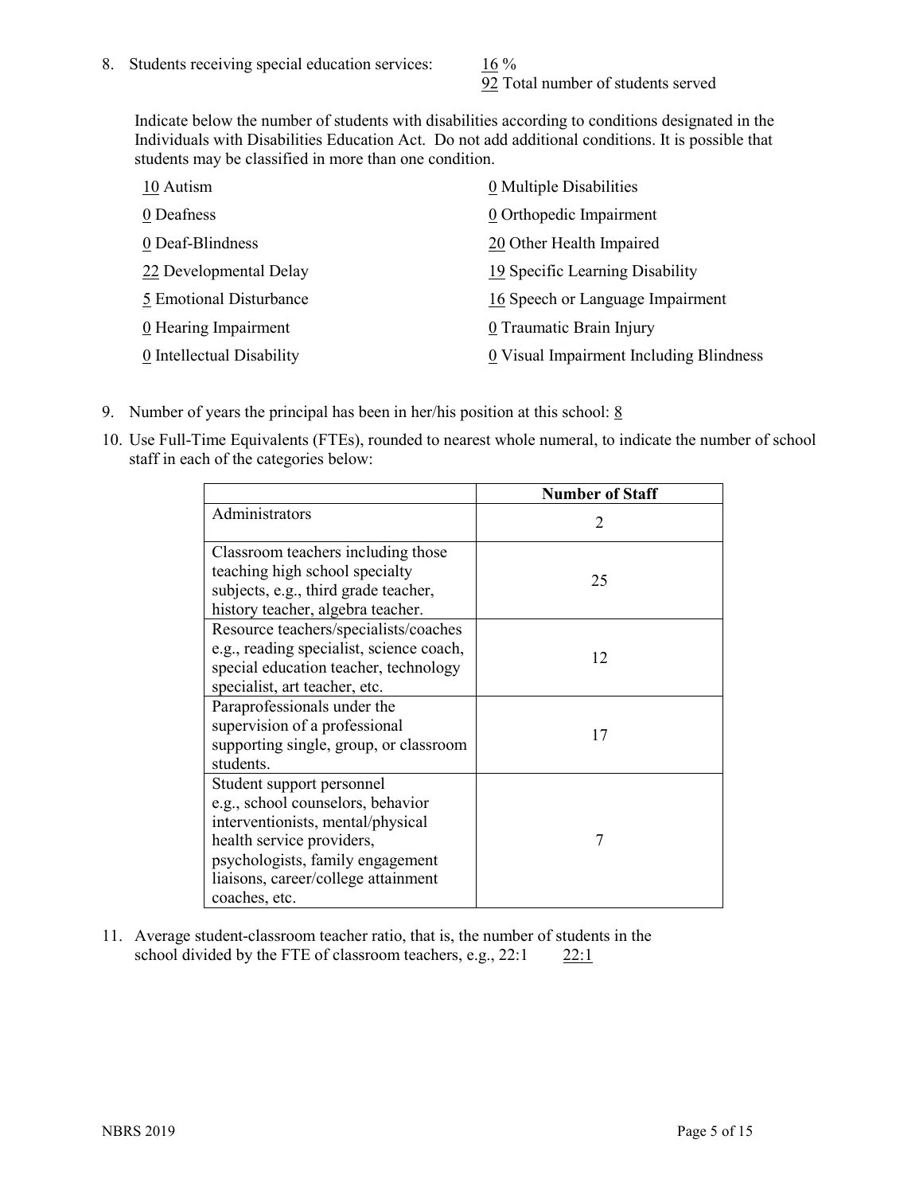8. Students receiving special education services: 16 %
   92 Total number of students served

   Indicate below the number of students with disabilities according to conditions designated in the Individuals with Disabilities Education Act. Do not add additional conditions. It is possible that students may be classified in more than one condition.

   | | |
   |---|---|
   | 10 Autism | 0 Multiple Disabilities |
   | 0 Deafness | 0 Orthopedic Impairment |
   | 0 Deaf-Blindness | 20 Other Health Impaired |
   | 22 Developmental Delay | 19 Specific Learning Disability |
   | 5 Emotional Disturbance | 16 Speech or Language Impairment |
   | 0 Hearing Impairment | 0 Traumatic Brain Injury |
   | 0 Intellectual Disability | 0 Visual Impairment Including Blindness |

9. Number of years the principal has been in her/his position at this school: 8

10. Use Full-Time Equivalents (FTEs), rounded to nearest whole numeral, to indicate the number of school staff in each of the categories below:

| | Number of Staff |
|---|---|
| Administrators | 2 |
| Classroom teachers including those teaching high school specialty subjects, e.g., third grade teacher, history teacher, algebra teacher. | 25 |
| Resource teachers/specialists/coaches e.g., reading specialist, science coach, special education teacher, technology specialist, art teacher, etc. | 12 |
| Paraprofessionals under the supervision of a professional supporting single, group, or classroom students. | 17 |
| Student support personnel e.g., school counselors, behavior interventionists, mental/physical health service providers, psychologists, family engagement liaisons, career/college attainment coaches, etc. | 7 |

11. Average student-classroom teacher ratio, that is, the number of students in the school divided by the FTE of classroom teachers, e.g., 22:1 22:1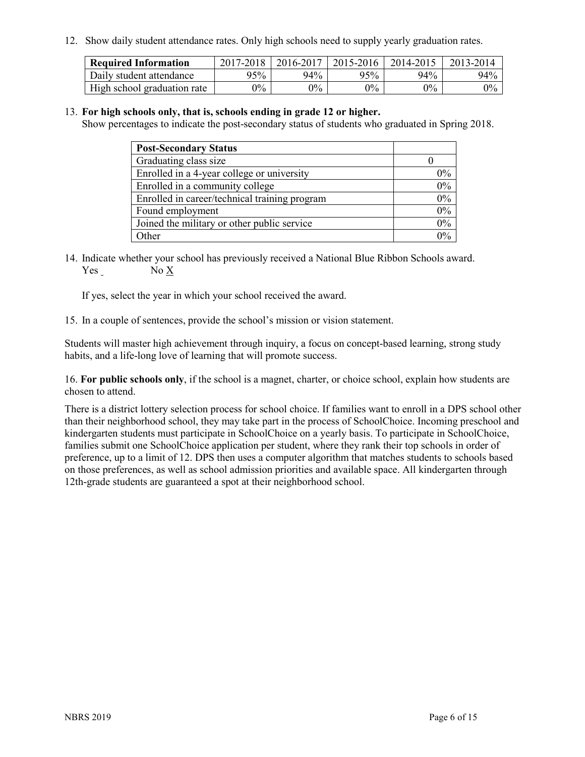12. Show daily student attendance rates. Only high schools need to supply yearly graduation rates.

| Required Information | 2017-2018 | 2016-2017 | 2015-2016 | 2014-2015 | 2013-2014 |
|---|---|---|---|---|---|
| Daily student attendance | 95% | 94% | 95% | 94% | 94% |
| High school graduation rate | 0% | 0% | 0% | 0% | 0% |

13. **For high schools only, that is, schools ending in grade 12 or higher.**
Show percentages to indicate the post-secondary status of students who graduated in Spring 2018.

| Post-Secondary Status | |
|---|---|
| Graduating class size | 0 |
| Enrolled in a 4-year college or university | 0% |
| Enrolled in a community college | 0% |
| Enrolled in career/technical training program | 0% |
| Found employment | 0% |
| Joined the military or other public service | 0% |
| Other | 0% |

14. Indicate whether your school has previously received a National Blue Ribbon Schools award.
Yes _ No X

If yes, select the year in which your school received the award.

15. In a couple of sentences, provide the school's mission or vision statement.

Students will master high achievement through inquiry, a focus on concept-based learning, strong study habits, and a life-long love of learning that will promote success.

16. **For public schools only**, if the school is a magnet, charter, or choice school, explain how students are chosen to attend.

There is a district lottery selection process for school choice. If families want to enroll in a DPS school other than their neighborhood school, they may take part in the process of SchoolChoice. Incoming preschool and kindergarten students must participate in SchoolChoice on a yearly basis. To participate in SchoolChoice, families submit one SchoolChoice application per student, where they rank their top schools in order of preference, up to a limit of 12. DPS then uses a computer algorithm that matches students to schools based on those preferences, as well as school admission priorities and available space. All kindergarten through 12th-grade students are guaranteed a spot at their neighborhood school.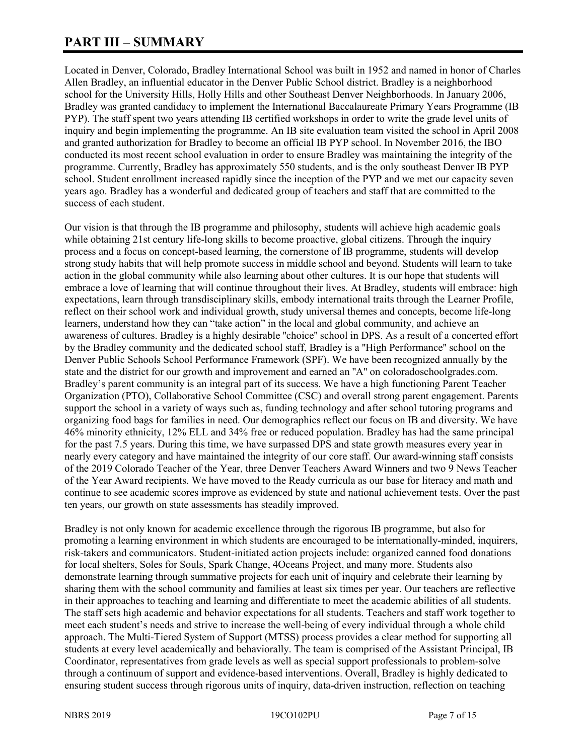# PART III – SUMMARY

Located in Denver, Colorado, Bradley International School was built in 1952 and named in honor of Charles Allen Bradley, an influential educator in the Denver Public School district. Bradley is a neighborhood school for the University Hills, Holly Hills and other Southeast Denver Neighborhoods. In January 2006, Bradley was granted candidacy to implement the International Baccalaureate Primary Years Programme (IB PYP). The staff spent two years attending IB certified workshops in order to write the grade level units of inquiry and begin implementing the programme. An IB site evaluation team visited the school in April 2008 and granted authorization for Bradley to become an official IB PYP school. In November 2016, the IBO conducted its most recent school evaluation in order to ensure Bradley was maintaining the integrity of the programme. Currently, Bradley has approximately 550 students, and is the only southeast Denver IB PYP school. Student enrollment increased rapidly since the inception of the PYP and we met our capacity seven years ago. Bradley has a wonderful and dedicated group of teachers and staff that are committed to the success of each student.

Our vision is that through the IB programme and philosophy, students will achieve high academic goals while obtaining 21st century life-long skills to become proactive, global citizens. Through the inquiry process and a focus on concept-based learning, the cornerstone of IB programme, students will develop strong study habits that will help promote success in middle school and beyond. Students will learn to take action in the global community while also learning about other cultures. It is our hope that students will embrace a love of learning that will continue throughout their lives. At Bradley, students will embrace: high expectations, learn through transdisciplinary skills, embody international traits through the Learner Profile, reflect on their school work and individual growth, study universal themes and concepts, become life-long learners, understand how they can "take action" in the local and global community, and achieve an awareness of cultures. Bradley is a highly desirable "choice" school in DPS. As a result of a concerted effort by the Bradley community and the dedicated school staff, Bradley is a "High Performance" school on the Denver Public Schools School Performance Framework (SPF). We have been recognized annually by the state and the district for our growth and improvement and earned an "A" on coloradoschoolgrades.com. Bradley's parent community is an integral part of its success. We have a high functioning Parent Teacher Organization (PTO), Collaborative School Committee (CSC) and overall strong parent engagement. Parents support the school in a variety of ways such as, funding technology and after school tutoring programs and organizing food bags for families in need. Our demographics reflect our focus on IB and diversity. We have 46% minority ethnicity, 12% ELL and 34% free or reduced population. Bradley has had the same principal for the past 7.5 years. During this time, we have surpassed DPS and state growth measures every year in nearly every category and have maintained the integrity of our core staff. Our award-winning staff consists of the 2019 Colorado Teacher of the Year, three Denver Teachers Award Winners and two 9 News Teacher of the Year Award recipients. We have moved to the Ready curricula as our base for literacy and math and continue to see academic scores improve as evidenced by state and national achievement tests. Over the past ten years, our growth on state assessments has steadily improved.

Bradley is not only known for academic excellence through the rigorous IB programme, but also for promoting a learning environment in which students are encouraged to be internationally-minded, inquirers, risk-takers and communicators. Student-initiated action projects include: organized canned food donations for local shelters, Soles for Souls, Spark Change, 4Oceans Project, and many more. Students also demonstrate learning through summative projects for each unit of inquiry and celebrate their learning by sharing them with the school community and families at least six times per year. Our teachers are reflective in their approaches to teaching and learning and differentiate to meet the academic abilities of all students. The staff sets high academic and behavior expectations for all students. Teachers and staff work together to meet each student's needs and strive to increase the well-being of every individual through a whole child approach. The Multi-Tiered System of Support (MTSS) process provides a clear method for supporting all students at every level academically and behaviorally. The team is comprised of the Assistant Principal, IB Coordinator, representatives from grade levels as well as special support professionals to problem-solve through a continuum of support and evidence-based interventions. Overall, Bradley is highly dedicated to ensuring student success through rigorous units of inquiry, data-driven instruction, reflection on teaching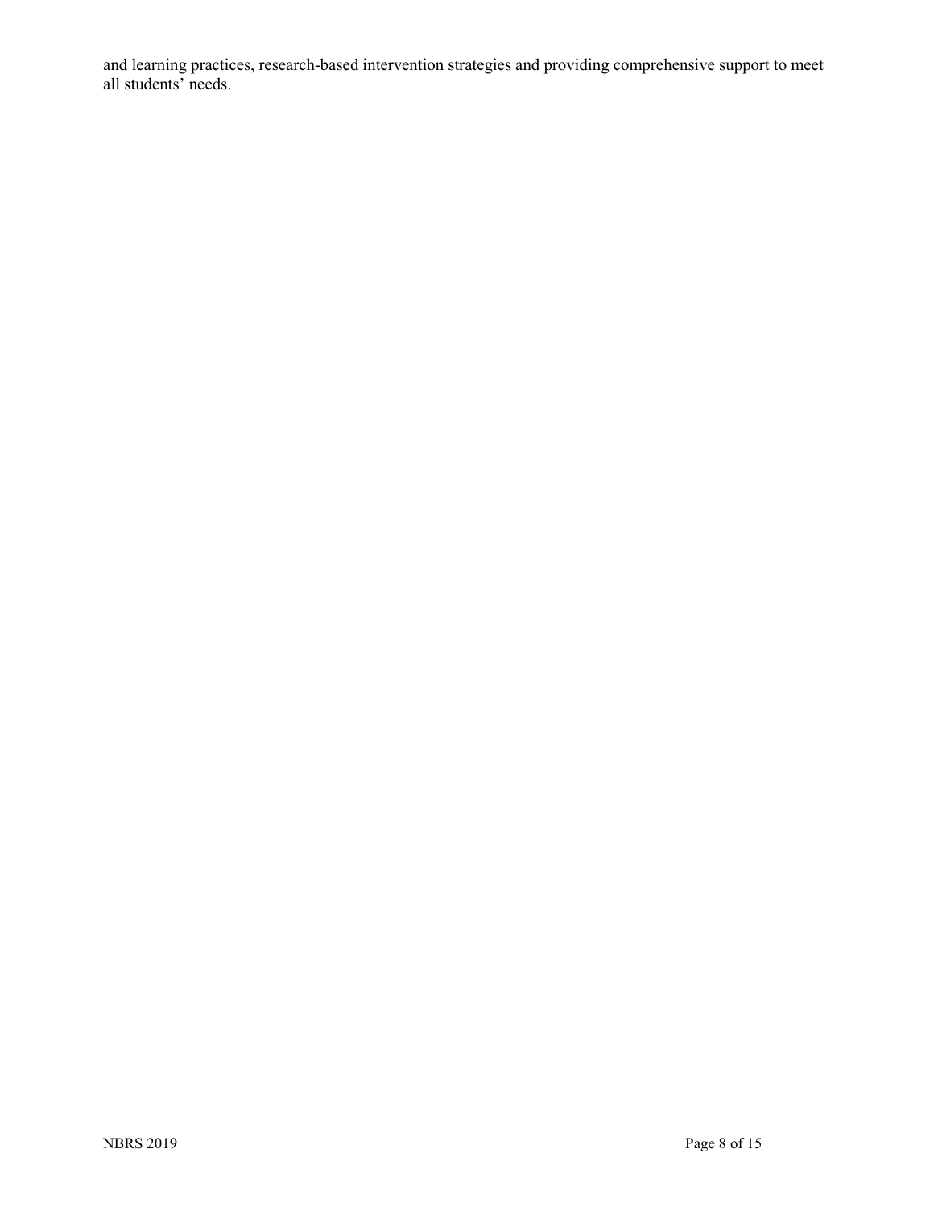and learning practices, research-based intervention strategies and providing comprehensive support to meet all students' needs.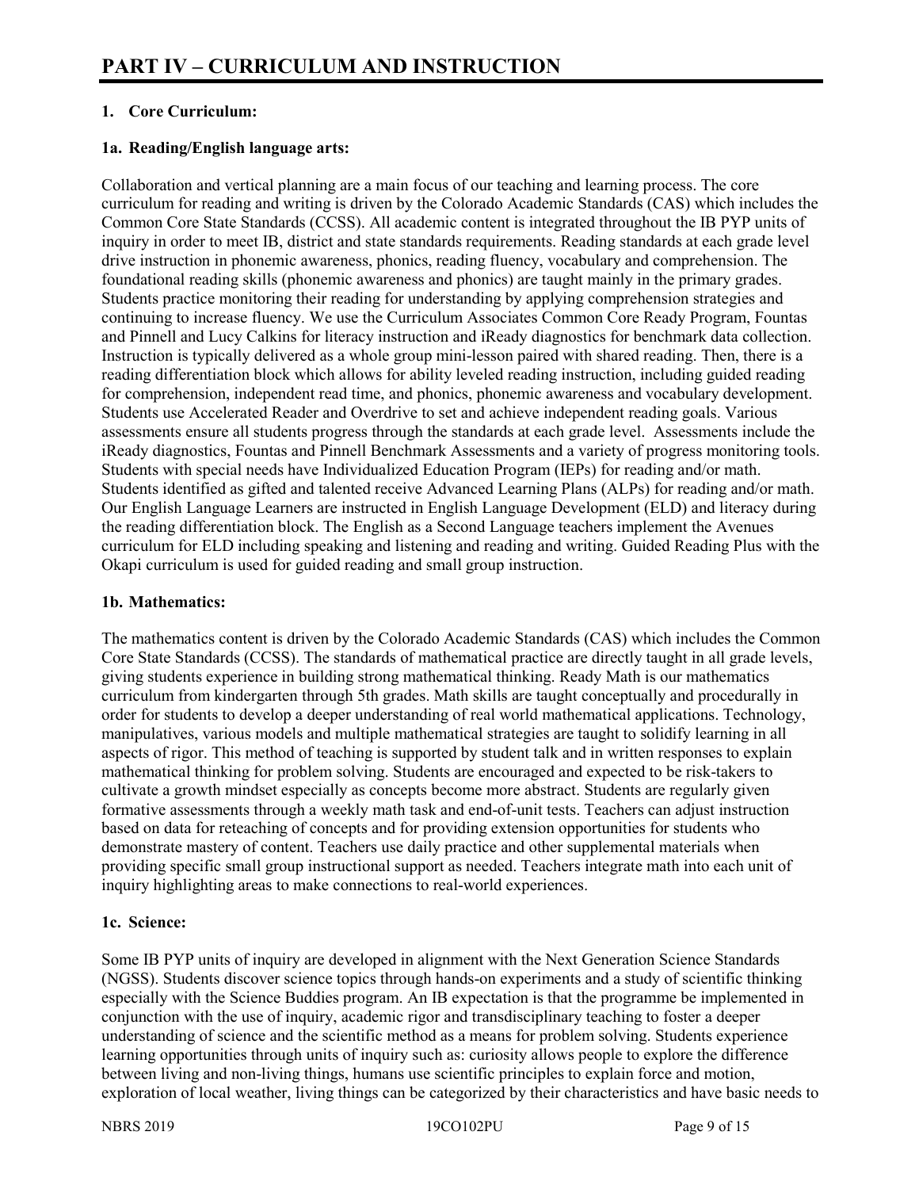# PART IV – CURRICULUM AND INSTRUCTION

## 1. Core Curriculum:

### 1a. Reading/English language arts:

Collaboration and vertical planning are a main focus of our teaching and learning process. The core curriculum for reading and writing is driven by the Colorado Academic Standards (CAS) which includes the Common Core State Standards (CCSS). All academic content is integrated throughout the IB PYP units of inquiry in order to meet IB, district and state standards requirements. Reading standards at each grade level drive instruction in phonemic awareness, phonics, reading fluency, vocabulary and comprehension. The foundational reading skills (phonemic awareness and phonics) are taught mainly in the primary grades. Students practice monitoring their reading for understanding by applying comprehension strategies and continuing to increase fluency. We use the Curriculum Associates Common Core Ready Program, Fountas and Pinnell and Lucy Calkins for literacy instruction and iReady diagnostics for benchmark data collection. Instruction is typically delivered as a whole group mini-lesson paired with shared reading. Then, there is a reading differentiation block which allows for ability leveled reading instruction, including guided reading for comprehension, independent read time, and phonics, phonemic awareness and vocabulary development. Students use Accelerated Reader and Overdrive to set and achieve independent reading goals. Various assessments ensure all students progress through the standards at each grade level. Assessments include the iReady diagnostics, Fountas and Pinnell Benchmark Assessments and a variety of progress monitoring tools. Students with special needs have Individualized Education Program (IEPs) for reading and/or math. Students identified as gifted and talented receive Advanced Learning Plans (ALPs) for reading and/or math. Our English Language Learners are instructed in English Language Development (ELD) and literacy during the reading differentiation block. The English as a Second Language teachers implement the Avenues curriculum for ELD including speaking and listening and reading and writing. Guided Reading Plus with the Okapi curriculum is used for guided reading and small group instruction.

### 1b. Mathematics:

The mathematics content is driven by the Colorado Academic Standards (CAS) which includes the Common Core State Standards (CCSS). The standards of mathematical practice are directly taught in all grade levels, giving students experience in building strong mathematical thinking. Ready Math is our mathematics curriculum from kindergarten through 5th grades. Math skills are taught conceptually and procedurally in order for students to develop a deeper understanding of real world mathematical applications. Technology, manipulatives, various models and multiple mathematical strategies are taught to solidify learning in all aspects of rigor. This method of teaching is supported by student talk and in written responses to explain mathematical thinking for problem solving. Students are encouraged and expected to be risk-takers to cultivate a growth mindset especially as concepts become more abstract. Students are regularly given formative assessments through a weekly math task and end-of-unit tests. Teachers can adjust instruction based on data for reteaching of concepts and for providing extension opportunities for students who demonstrate mastery of content. Teachers use daily practice and other supplemental materials when providing specific small group instructional support as needed. Teachers integrate math into each unit of inquiry highlighting areas to make connections to real-world experiences.

### 1c. Science:

Some IB PYP units of inquiry are developed in alignment with the Next Generation Science Standards (NGSS). Students discover science topics through hands-on experiments and a study of scientific thinking especially with the Science Buddies program. An IB expectation is that the programme be implemented in conjunction with the use of inquiry, academic rigor and transdisciplinary teaching to foster a deeper understanding of science and the scientific method as a means for problem solving. Students experience learning opportunities through units of inquiry such as: curiosity allows people to explore the difference between living and non-living things, humans use scientific principles to explain force and motion, exploration of local weather, living things can be categorized by their characteristics and have basic needs to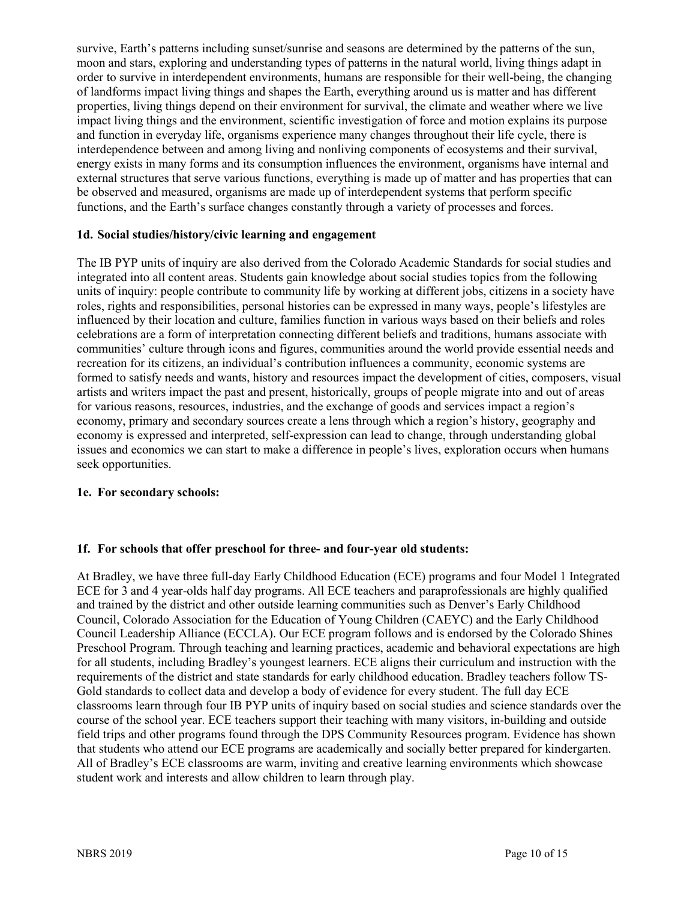survive, Earth's patterns including sunset/sunrise and seasons are determined by the patterns of the sun, moon and stars, exploring and understanding types of patterns in the natural world, living things adapt in order to survive in interdependent environments, humans are responsible for their well-being, the changing of landforms impact living things and shapes the Earth, everything around us is matter and has different properties, living things depend on their environment for survival, the climate and weather where we live impact living things and the environment, scientific investigation of force and motion explains its purpose and function in everyday life, organisms experience many changes throughout their life cycle, there is interdependence between and among living and nonliving components of ecosystems and their survival, energy exists in many forms and its consumption influences the environment, organisms have internal and external structures that serve various functions, everything is made up of matter and has properties that can be observed and measured, organisms are made up of interdependent systems that perform specific functions, and the Earth's surface changes constantly through a variety of processes and forces.

**1d. Social studies/history/civic learning and engagement**

The IB PYP units of inquiry are also derived from the Colorado Academic Standards for social studies and integrated into all content areas. Students gain knowledge about social studies topics from the following units of inquiry: people contribute to community life by working at different jobs, citizens in a society have roles, rights and responsibilities, personal histories can be expressed in many ways, people's lifestyles are influenced by their location and culture, families function in various ways based on their beliefs and roles celebrations are a form of interpretation connecting different beliefs and traditions, humans associate with communities' culture through icons and figures, communities around the world provide essential needs and recreation for its citizens, an individual's contribution influences a community, economic systems are formed to satisfy needs and wants, history and resources impact the development of cities, composers, visual artists and writers impact the past and present, historically, groups of people migrate into and out of areas for various reasons, resources, industries, and the exchange of goods and services impact a region's economy, primary and secondary sources create a lens through which a region's history, geography and economy is expressed and interpreted, self-expression can lead to change, through understanding global issues and economics we can start to make a difference in people's lives, exploration occurs when humans seek opportunities.

**1e. For secondary schools:**

**1f. For schools that offer preschool for three- and four-year old students:**

At Bradley, we have three full-day Early Childhood Education (ECE) programs and four Model 1 Integrated ECE for 3 and 4 year-olds half day programs. All ECE teachers and paraprofessionals are highly qualified and trained by the district and other outside learning communities such as Denver's Early Childhood Council, Colorado Association for the Education of Young Children (CAEYC) and the Early Childhood Council Leadership Alliance (ECCLA). Our ECE program follows and is endorsed by the Colorado Shines Preschool Program. Through teaching and learning practices, academic and behavioral expectations are high for all students, including Bradley's youngest learners. ECE aligns their curriculum and instruction with the requirements of the district and state standards for early childhood education. Bradley teachers follow TS-Gold standards to collect data and develop a body of evidence for every student. The full day ECE classrooms learn through four IB PYP units of inquiry based on social studies and science standards over the course of the school year. ECE teachers support their teaching with many visitors, in-building and outside field trips and other programs found through the DPS Community Resources program. Evidence has shown that students who attend our ECE programs are academically and socially better prepared for kindergarten. All of Bradley's ECE classrooms are warm, inviting and creative learning environments which showcase student work and interests and allow children to learn through play.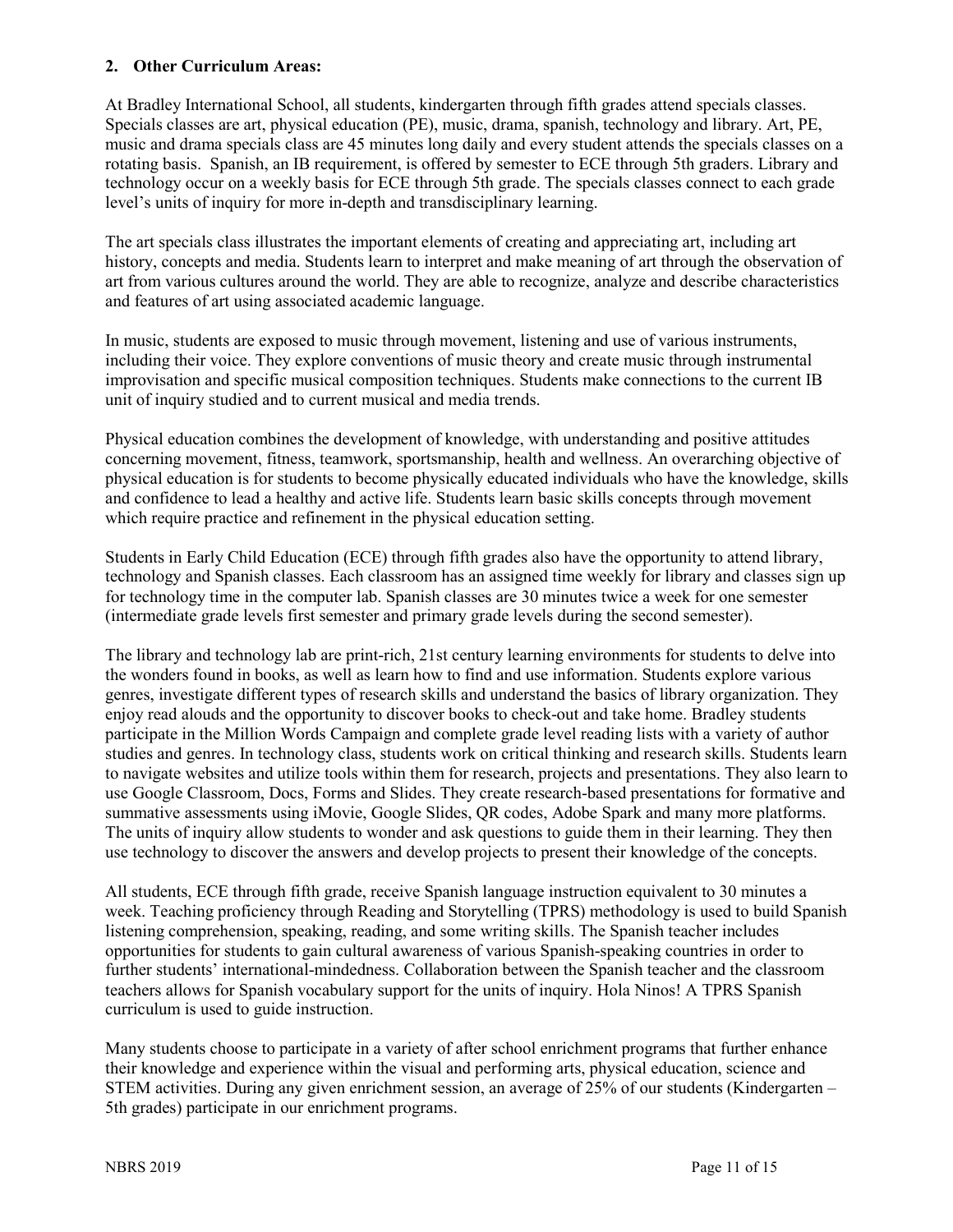**2. Other Curriculum Areas:**

At Bradley International School, all students, kindergarten through fifth grades attend specials classes. Specials classes are art, physical education (PE), music, drama, spanish, technology and library. Art, PE, music and drama specials class are 45 minutes long daily and every student attends the specials classes on a rotating basis. Spanish, an IB requirement, is offered by semester to ECE through 5th graders. Library and technology occur on a weekly basis for ECE through 5th grade. The specials classes connect to each grade level's units of inquiry for more in-depth and transdisciplinary learning.

The art specials class illustrates the important elements of creating and appreciating art, including art history, concepts and media. Students learn to interpret and make meaning of art through the observation of art from various cultures around the world. They are able to recognize, analyze and describe characteristics and features of art using associated academic language.

In music, students are exposed to music through movement, listening and use of various instruments, including their voice. They explore conventions of music theory and create music through instrumental improvisation and specific musical composition techniques. Students make connections to the current IB unit of inquiry studied and to current musical and media trends.

Physical education combines the development of knowledge, with understanding and positive attitudes concerning movement, fitness, teamwork, sportsmanship, health and wellness. An overarching objective of physical education is for students to become physically educated individuals who have the knowledge, skills and confidence to lead a healthy and active life. Students learn basic skills concepts through movement which require practice and refinement in the physical education setting.

Students in Early Child Education (ECE) through fifth grades also have the opportunity to attend library, technology and Spanish classes. Each classroom has an assigned time weekly for library and classes sign up for technology time in the computer lab. Spanish classes are 30 minutes twice a week for one semester (intermediate grade levels first semester and primary grade levels during the second semester).

The library and technology lab are print-rich, 21st century learning environments for students to delve into the wonders found in books, as well as learn how to find and use information. Students explore various genres, investigate different types of research skills and understand the basics of library organization. They enjoy read alouds and the opportunity to discover books to check-out and take home. Bradley students participate in the Million Words Campaign and complete grade level reading lists with a variety of author studies and genres. In technology class, students work on critical thinking and research skills. Students learn to navigate websites and utilize tools within them for research, projects and presentations. They also learn to use Google Classroom, Docs, Forms and Slides. They create research-based presentations for formative and summative assessments using iMovie, Google Slides, QR codes, Adobe Spark and many more platforms. The units of inquiry allow students to wonder and ask questions to guide them in their learning. They then use technology to discover the answers and develop projects to present their knowledge of the concepts.

All students, ECE through fifth grade, receive Spanish language instruction equivalent to 30 minutes a week. Teaching proficiency through Reading and Storytelling (TPRS) methodology is used to build Spanish listening comprehension, speaking, reading, and some writing skills. The Spanish teacher includes opportunities for students to gain cultural awareness of various Spanish-speaking countries in order to further students' international-mindedness. Collaboration between the Spanish teacher and the classroom teachers allows for Spanish vocabulary support for the units of inquiry. Hola Ninos! A TPRS Spanish curriculum is used to guide instruction.

Many students choose to participate in a variety of after school enrichment programs that further enhance their knowledge and experience within the visual and performing arts, physical education, science and STEM activities. During any given enrichment session, an average of 25% of our students (Kindergarten – 5th grades) participate in our enrichment programs.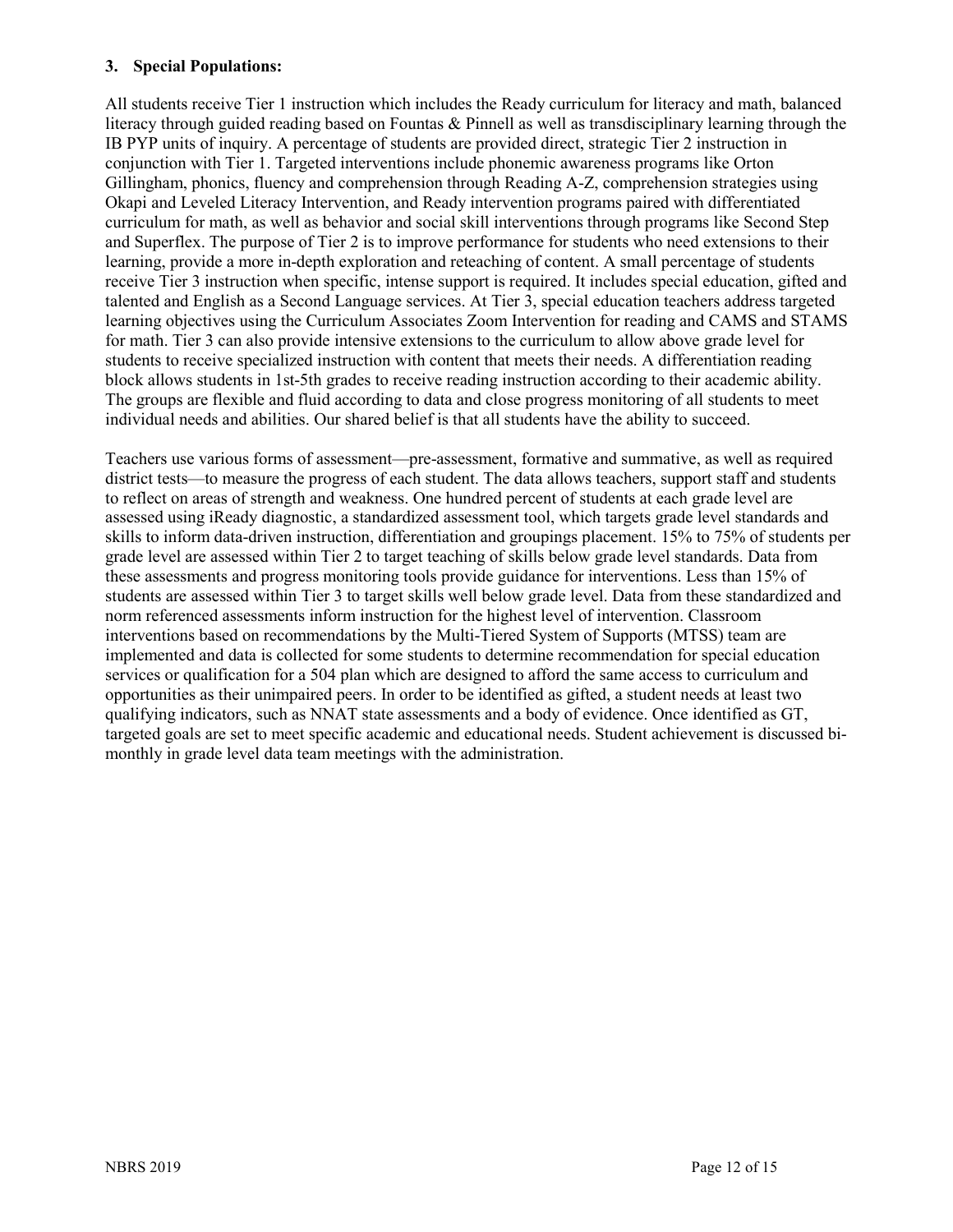**3. Special Populations:**

All students receive Tier 1 instruction which includes the Ready curriculum for literacy and math, balanced literacy through guided reading based on Fountas & Pinnell as well as transdisciplinary learning through the IB PYP units of inquiry. A percentage of students are provided direct, strategic Tier 2 instruction in conjunction with Tier 1. Targeted interventions include phonemic awareness programs like Orton Gillingham, phonics, fluency and comprehension through Reading A-Z, comprehension strategies using Okapi and Leveled Literacy Intervention, and Ready intervention programs paired with differentiated curriculum for math, as well as behavior and social skill interventions through programs like Second Step and Superflex. The purpose of Tier 2 is to improve performance for students who need extensions to their learning, provide a more in-depth exploration and reteaching of content. A small percentage of students receive Tier 3 instruction when specific, intense support is required. It includes special education, gifted and talented and English as a Second Language services. At Tier 3, special education teachers address targeted learning objectives using the Curriculum Associates Zoom Intervention for reading and CAMS and STAMS for math. Tier 3 can also provide intensive extensions to the curriculum to allow above grade level for students to receive specialized instruction with content that meets their needs. A differentiation reading block allows students in 1st-5th grades to receive reading instruction according to their academic ability. The groups are flexible and fluid according to data and close progress monitoring of all students to meet individual needs and abilities. Our shared belief is that all students have the ability to succeed.

Teachers use various forms of assessment—pre-assessment, formative and summative, as well as required district tests—to measure the progress of each student. The data allows teachers, support staff and students to reflect on areas of strength and weakness. One hundred percent of students at each grade level are assessed using iReady diagnostic, a standardized assessment tool, which targets grade level standards and skills to inform data-driven instruction, differentiation and groupings placement. 15% to 75% of students per grade level are assessed within Tier 2 to target teaching of skills below grade level standards. Data from these assessments and progress monitoring tools provide guidance for interventions. Less than 15% of students are assessed within Tier 3 to target skills well below grade level. Data from these standardized and norm referenced assessments inform instruction for the highest level of intervention. Classroom interventions based on recommendations by the Multi-Tiered System of Supports (MTSS) team are implemented and data is collected for some students to determine recommendation for special education services or qualification for a 504 plan which are designed to afford the same access to curriculum and opportunities as their unimpaired peers. In order to be identified as gifted, a student needs at least two qualifying indicators, such as NNAT state assessments and a body of evidence. Once identified as GT, targeted goals are set to meet specific academic and educational needs. Student achievement is discussed bi-monthly in grade level data team meetings with the administration.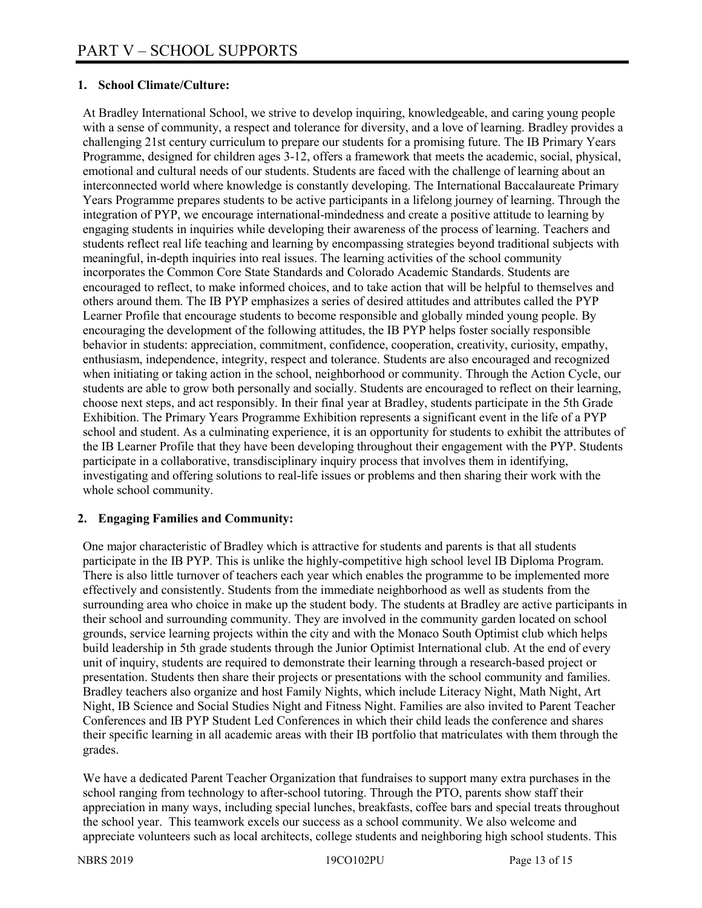# PART V – SCHOOL SUPPORTS

## 1. School Climate/Culture:

At Bradley International School, we strive to develop inquiring, knowledgeable, and caring young people with a sense of community, a respect and tolerance for diversity, and a love of learning. Bradley provides a challenging 21st century curriculum to prepare our students for a promising future. The IB Primary Years Programme, designed for children ages 3-12, offers a framework that meets the academic, social, physical, emotional and cultural needs of our students. Students are faced with the challenge of learning about an interconnected world where knowledge is constantly developing. The International Baccalaureate Primary Years Programme prepares students to be active participants in a lifelong journey of learning. Through the integration of PYP, we encourage international-mindedness and create a positive attitude to learning by engaging students in inquiries while developing their awareness of the process of learning. Teachers and students reflect real life teaching and learning by encompassing strategies beyond traditional subjects with meaningful, in-depth inquiries into real issues. The learning activities of the school community incorporates the Common Core State Standards and Colorado Academic Standards. Students are encouraged to reflect, to make informed choices, and to take action that will be helpful to themselves and others around them. The IB PYP emphasizes a series of desired attitudes and attributes called the PYP Learner Profile that encourage students to become responsible and globally minded young people. By encouraging the development of the following attitudes, the IB PYP helps foster socially responsible behavior in students: appreciation, commitment, confidence, cooperation, creativity, curiosity, empathy, enthusiasm, independence, integrity, respect and tolerance. Students are also encouraged and recognized when initiating or taking action in the school, neighborhood or community. Through the Action Cycle, our students are able to grow both personally and socially. Students are encouraged to reflect on their learning, choose next steps, and act responsibly. In their final year at Bradley, students participate in the 5th Grade Exhibition. The Primary Years Programme Exhibition represents a significant event in the life of a PYP school and student. As a culminating experience, it is an opportunity for students to exhibit the attributes of the IB Learner Profile that they have been developing throughout their engagement with the PYP. Students participate in a collaborative, transdisciplinary inquiry process that involves them in identifying, investigating and offering solutions to real-life issues or problems and then sharing their work with the whole school community.

## 2. Engaging Families and Community:

One major characteristic of Bradley which is attractive for students and parents is that all students participate in the IB PYP. This is unlike the highly-competitive high school level IB Diploma Program. There is also little turnover of teachers each year which enables the programme to be implemented more effectively and consistently. Students from the immediate neighborhood as well as students from the surrounding area who choice in make up the student body. The students at Bradley are active participants in their school and surrounding community. They are involved in the community garden located on school grounds, service learning projects within the city and with the Monaco South Optimist club which helps build leadership in 5th grade students through the Junior Optimist International club. At the end of every unit of inquiry, students are required to demonstrate their learning through a research-based project or presentation. Students then share their projects or presentations with the school community and families. Bradley teachers also organize and host Family Nights, which include Literacy Night, Math Night, Art Night, IB Science and Social Studies Night and Fitness Night. Families are also invited to Parent Teacher Conferences and IB PYP Student Led Conferences in which their child leads the conference and shares their specific learning in all academic areas with their IB portfolio that matriculates with them through the grades.

We have a dedicated Parent Teacher Organization that fundraises to support many extra purchases in the school ranging from technology to after-school tutoring. Through the PTO, parents show staff their appreciation in many ways, including special lunches, breakfasts, coffee bars and special treats throughout the school year. This teamwork excels our success as a school community. We also welcome and appreciate volunteers such as local architects, college students and neighboring high school students. This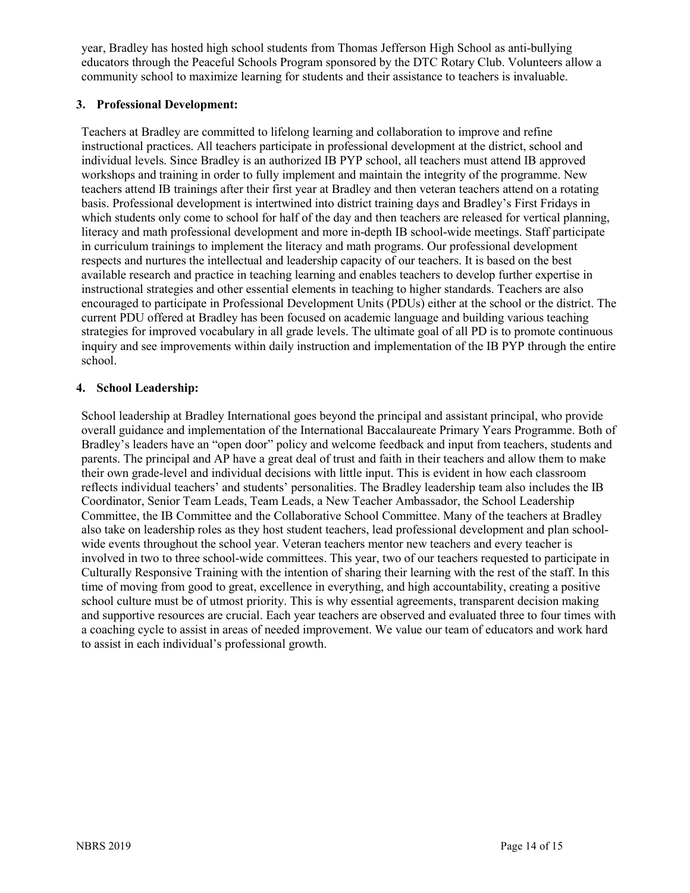year, Bradley has hosted high school students from Thomas Jefferson High School as anti-bullying educators through the Peaceful Schools Program sponsored by the DTC Rotary Club. Volunteers allow a community school to maximize learning for students and their assistance to teachers is invaluable.

### 3. Professional Development:

Teachers at Bradley are committed to lifelong learning and collaboration to improve and refine instructional practices. All teachers participate in professional development at the district, school and individual levels. Since Bradley is an authorized IB PYP school, all teachers must attend IB approved workshops and training in order to fully implement and maintain the integrity of the programme. New teachers attend IB trainings after their first year at Bradley and then veteran teachers attend on a rotating basis. Professional development is intertwined into district training days and Bradley's First Fridays in which students only come to school for half of the day and then teachers are released for vertical planning, literacy and math professional development and more in-depth IB school-wide meetings. Staff participate in curriculum trainings to implement the literacy and math programs. Our professional development respects and nurtures the intellectual and leadership capacity of our teachers. It is based on the best available research and practice in teaching learning and enables teachers to develop further expertise in instructional strategies and other essential elements in teaching to higher standards. Teachers are also encouraged to participate in Professional Development Units (PDUs) either at the school or the district. The current PDU offered at Bradley has been focused on academic language and building various teaching strategies for improved vocabulary in all grade levels. The ultimate goal of all PD is to promote continuous inquiry and see improvements within daily instruction and implementation of the IB PYP through the entire school.

### 4. School Leadership:

School leadership at Bradley International goes beyond the principal and assistant principal, who provide overall guidance and implementation of the International Baccalaureate Primary Years Programme. Both of Bradley's leaders have an "open door" policy and welcome feedback and input from teachers, students and parents. The principal and AP have a great deal of trust and faith in their teachers and allow them to make their own grade-level and individual decisions with little input. This is evident in how each classroom reflects individual teachers' and students' personalities. The Bradley leadership team also includes the IB Coordinator, Senior Team Leads, Team Leads, a New Teacher Ambassador, the School Leadership Committee, the IB Committee and the Collaborative School Committee. Many of the teachers at Bradley also take on leadership roles as they host student teachers, lead professional development and plan school-wide events throughout the school year. Veteran teachers mentor new teachers and every teacher is involved in two to three school-wide committees. This year, two of our teachers requested to participate in Culturally Responsive Training with the intention of sharing their learning with the rest of the staff. In this time of moving from good to great, excellence in everything, and high accountability, creating a positive school culture must be of utmost priority. This is why essential agreements, transparent decision making and supportive resources are crucial. Each year teachers are observed and evaluated three to four times with a coaching cycle to assist in areas of needed improvement. We value our team of educators and work hard to assist in each individual's professional growth.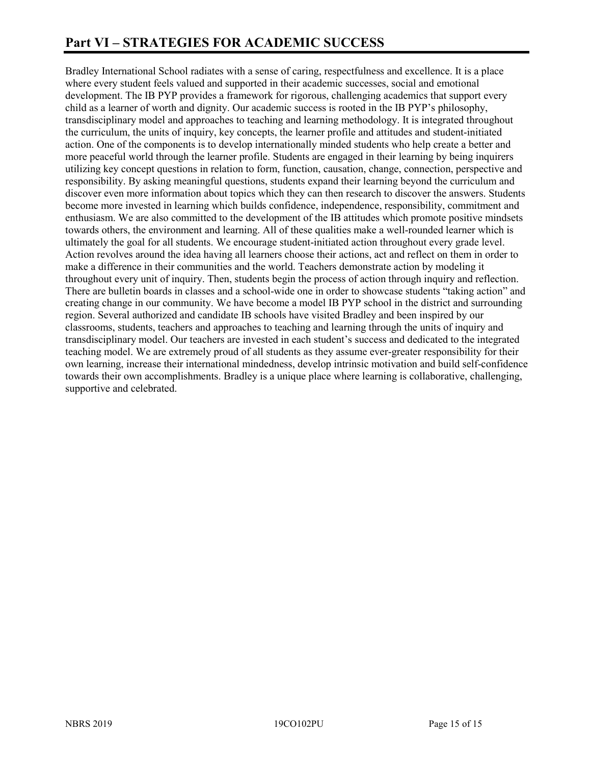# Part VI – STRATEGIES FOR ACADEMIC SUCCESS

Bradley International School radiates with a sense of caring, respectfulness and excellence. It is a place where every student feels valued and supported in their academic successes, social and emotional development. The IB PYP provides a framework for rigorous, challenging academics that support every child as a learner of worth and dignity. Our academic success is rooted in the IB PYP's philosophy, transdisciplinary model and approaches to teaching and learning methodology. It is integrated throughout the curriculum, the units of inquiry, key concepts, the learner profile and attitudes and student-initiated action. One of the components is to develop internationally minded students who help create a better and more peaceful world through the learner profile. Students are engaged in their learning by being inquirers utilizing key concept questions in relation to form, function, causation, change, connection, perspective and responsibility. By asking meaningful questions, students expand their learning beyond the curriculum and discover even more information about topics which they can then research to discover the answers. Students become more invested in learning which builds confidence, independence, responsibility, commitment and enthusiasm. We are also committed to the development of the IB attitudes which promote positive mindsets towards others, the environment and learning. All of these qualities make a well-rounded learner which is ultimately the goal for all students. We encourage student-initiated action throughout every grade level. Action revolves around the idea having all learners choose their actions, act and reflect on them in order to make a difference in their communities and the world. Teachers demonstrate action by modeling it throughout every unit of inquiry. Then, students begin the process of action through inquiry and reflection. There are bulletin boards in classes and a school-wide one in order to showcase students "taking action" and creating change in our community. We have become a model IB PYP school in the district and surrounding region. Several authorized and candidate IB schools have visited Bradley and been inspired by our classrooms, students, teachers and approaches to teaching and learning through the units of inquiry and transdisciplinary model. Our teachers are invested in each student's success and dedicated to the integrated teaching model. We are extremely proud of all students as they assume ever-greater responsibility for their own learning, increase their international mindedness, develop intrinsic motivation and build self-confidence towards their own accomplishments. Bradley is a unique place where learning is collaborative, challenging, supportive and celebrated.